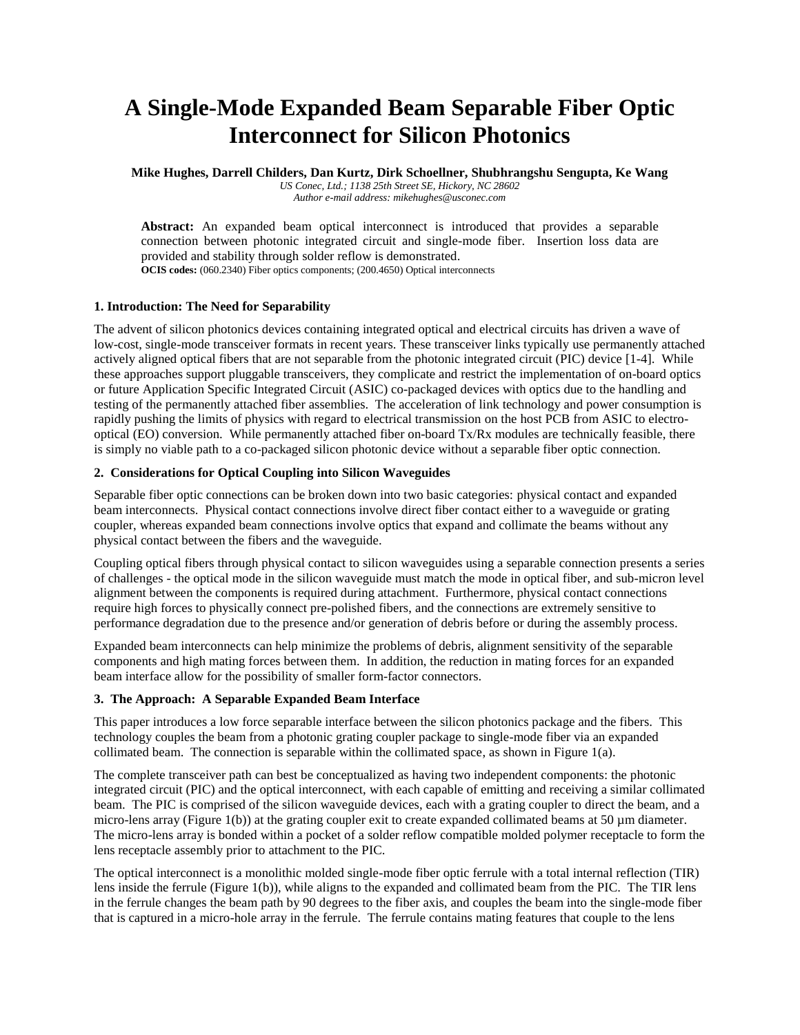# A Single-Mode Expanded Beam Separable Fiber Optic Interconnect for Silicon Photonics

**Mike Hughes, Darrell Childers, Dan Kurtz, Dirk Schoellner, Shubhrangshu Sengupta, Ke Wang**

*US Conec, Ltd.; 1138 25th Street SE, Hickory, NC 28602*
*Author e-mail address: mikehughes@usconec.com*

**Abstract:** An expanded beam optical interconnect is introduced that provides a separable connection between photonic integrated circuit and single-mode fiber. Insertion loss data are provided and stability through solder reflow is demonstrated.
**OCIS codes:** (060.2340) Fiber optics components; (200.4650) Optical interconnects

### 1. Introduction: The Need for Separability

The advent of silicon photonics devices containing integrated optical and electrical circuits has driven a wave of low-cost, single-mode transceiver formats in recent years. These transceiver links typically use permanently attached actively aligned optical fibers that are not separable from the photonic integrated circuit (PIC) device [1-4]. While these approaches support pluggable transceivers, they complicate and restrict the implementation of on-board optics or future Application Specific Integrated Circuit (ASIC) co-packaged devices with optics due to the handling and testing of the permanently attached fiber assemblies. The acceleration of link technology and power consumption is rapidly pushing the limits of physics with regard to electrical transmission on the host PCB from ASIC to electro-optical (EO) conversion. While permanently attached fiber on-board Tx/Rx modules are technically feasible, there is simply no viable path to a co-packaged silicon photonic device without a separable fiber optic connection.

### 2. Considerations for Optical Coupling into Silicon Waveguides

Separable fiber optic connections can be broken down into two basic categories: physical contact and expanded beam interconnects. Physical contact connections involve direct fiber contact either to a waveguide or grating coupler, whereas expanded beam connections involve optics that expand and collimate the beams without any physical contact between the fibers and the waveguide.

Coupling optical fibers through physical contact to silicon waveguides using a separable connection presents a series of challenges - the optical mode in the silicon waveguide must match the mode in optical fiber, and sub-micron level alignment between the components is required during attachment. Furthermore, physical contact connections require high forces to physically connect pre-polished fibers, and the connections are extremely sensitive to performance degradation due to the presence and/or generation of debris before or during the assembly process.

Expanded beam interconnects can help minimize the problems of debris, alignment sensitivity of the separable components and high mating forces between them. In addition, the reduction in mating forces for an expanded beam interface allow for the possibility of smaller form-factor connectors.

### 3. The Approach: A Separable Expanded Beam Interface

This paper introduces a low force separable interface between the silicon photonics package and the fibers. This technology couples the beam from a photonic grating coupler package to single-mode fiber via an expanded collimated beam. The connection is separable within the collimated space, as shown in Figure 1(a).

The complete transceiver path can best be conceptualized as having two independent components: the photonic integrated circuit (PIC) and the optical interconnect, with each capable of emitting and receiving a similar collimated beam. The PIC is comprised of the silicon waveguide devices, each with a grating coupler to direct the beam, and a micro-lens array (Figure 1(b)) at the grating coupler exit to create expanded collimated beams at 50 µm diameter. The micro-lens array is bonded within a pocket of a solder reflow compatible molded polymer receptacle to form the lens receptacle assembly prior to attachment to the PIC.

The optical interconnect is a monolithic molded single-mode fiber optic ferrule with a total internal reflection (TIR) lens inside the ferrule (Figure 1(b)), while aligns to the expanded and collimated beam from the PIC. The TIR lens in the ferrule changes the beam path by 90 degrees to the fiber axis, and couples the beam into the single-mode fiber that is captured in a micro-hole array in the ferrule. The ferrule contains mating features that couple to the lens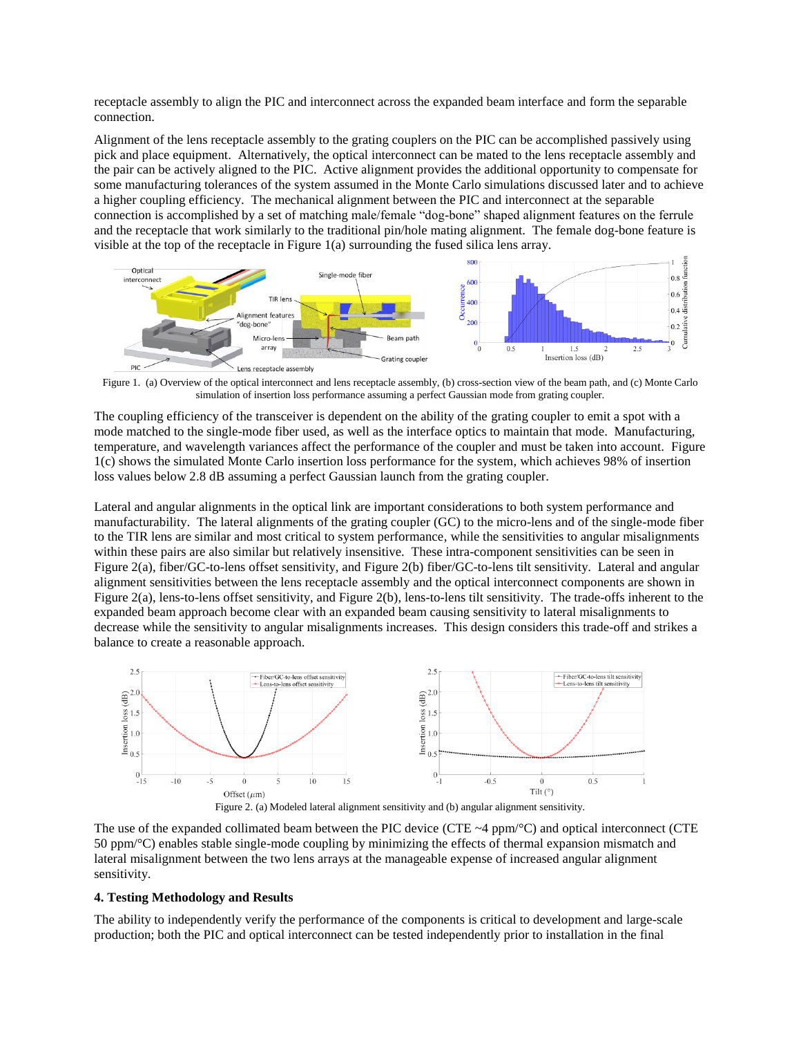receptacle assembly to align the PIC and interconnect across the expanded beam interface and form the separable connection.

Alignment of the lens receptacle assembly to the grating couplers on the PIC can be accomplished passively using pick and place equipment. Alternatively, the optical interconnect can be mated to the lens receptacle assembly and the pair can be actively aligned to the PIC. Active alignment provides the additional opportunity to compensate for some manufacturing tolerances of the system assumed in the Monte Carlo simulations discussed later and to achieve a higher coupling efficiency. The mechanical alignment between the PIC and interconnect at the separable connection is accomplished by a set of matching male/female "dog-bone" shaped alignment features on the ferrule and the receptacle that work similarly to the traditional pin/hole mating alignment. The female dog-bone feature is visible at the top of the receptacle in Figure 1(a) surrounding the fused silica lens array.

Figure 1. (a) Overview of the optical interconnect and lens receptacle assembly, (b) cross-section view of the beam path, and (c) Monte Carlo simulation of insertion loss performance assuming a perfect Gaussian mode from grating coupler.

The coupling efficiency of the transceiver is dependent on the ability of the grating coupler to emit a spot with a mode matched to the single-mode fiber used, as well as the interface optics to maintain that mode. Manufacturing, temperature, and wavelength variances affect the performance of the coupler and must be taken into account. Figure 1(c) shows the simulated Monte Carlo insertion loss performance for the system, which achieves 98% of insertion loss values below 2.8 dB assuming a perfect Gaussian launch from the grating coupler.

Lateral and angular alignments in the optical link are important considerations to both system performance and manufacturability. The lateral alignments of the grating coupler (GC) to the micro-lens and of the single-mode fiber to the TIR lens are similar and most critical to system performance, while the sensitivities to angular misalignments within these pairs are also similar but relatively insensitive. These intra-component sensitivities can be seen in Figure 2(a), fiber/GC-to-lens offset sensitivity, and Figure 2(b) fiber/GC-to-lens tilt sensitivity. Lateral and angular alignment sensitivities between the lens receptacle assembly and the optical interconnect components are shown in Figure 2(a), lens-to-lens offset sensitivity, and Figure 2(b), lens-to-lens tilt sensitivity. The trade-offs inherent to the expanded beam approach become clear with an expanded beam causing sensitivity to lateral misalignments to decrease while the sensitivity to angular misalignments increases. This design considers this trade-off and strikes a balance to create a reasonable approach.

Figure 2. (a) Modeled lateral alignment sensitivity and (b) angular alignment sensitivity.

The use of the expanded collimated beam between the PIC device (CTE ~4 ppm/°C) and optical interconnect (CTE 50 ppm/°C) enables stable single-mode coupling by minimizing the effects of thermal expansion mismatch and lateral misalignment between the two lens arrays at the manageable expense of increased angular alignment sensitivity.

## 4. Testing Methodology and Results

The ability to independently verify the performance of the components is critical to development and large-scale production; both the PIC and optical interconnect can be tested independently prior to installation in the final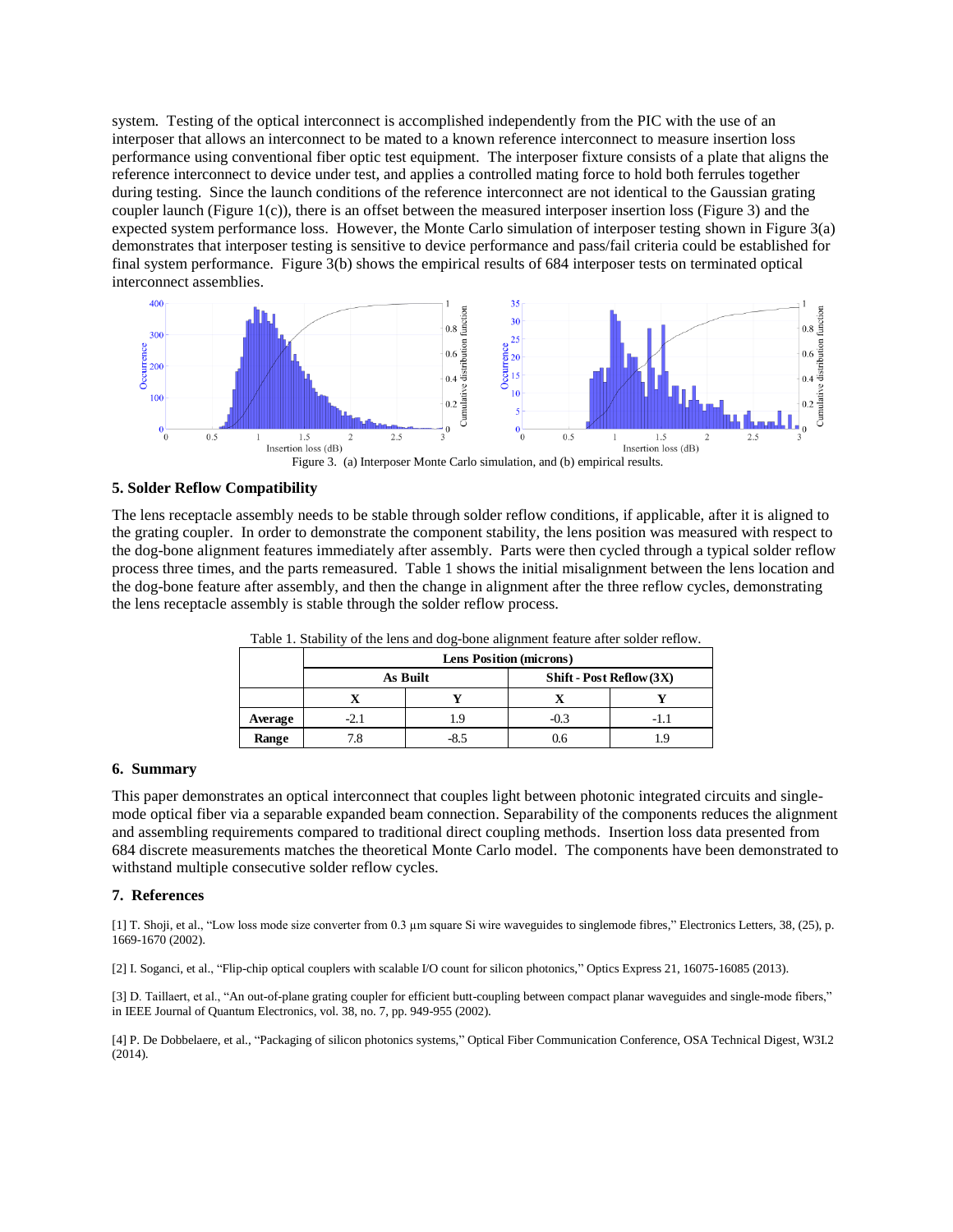system. Testing of the optical interconnect is accomplished independently from the PIC with the use of an interposer that allows an interconnect to be mated to a known reference interconnect to measure insertion loss performance using conventional fiber optic test equipment. The interposer fixture consists of a plate that aligns the reference interconnect to device under test, and applies a controlled mating force to hold both ferrules together during testing. Since the launch conditions of the reference interconnect are not identical to the Gaussian grating coupler launch (Figure 1(c)), there is an offset between the measured interposer insertion loss (Figure 3) and the expected system performance loss. However, the Monte Carlo simulation of interposer testing shown in Figure 3(a) demonstrates that interposer testing is sensitive to device performance and pass/fail criteria could be established for final system performance. Figure 3(b) shows the empirical results of 684 interposer tests on terminated optical interconnect assemblies.

Occurrence
400
300
200
100
0
0 0.5 1 1.5 2 2.5 3
Insertion loss (dB)
Cumulative distribution function
1
0.8
0.6
0.4
0.2
0

Occurrence
35
30
25
20
15
10
5
0
0 0.5 1 1.5 2 2.5 3
Insertion loss (dB)
Cumulative distribution function
1
0.8
0.6
0.4
0.2
0

Figure 3. (a) Interposer Monte Carlo simulation, and (b) empirical results.

## 5. Solder Reflow Compatibility

The lens receptacle assembly needs to be stable through solder reflow conditions, if applicable, after it is aligned to the grating coupler. In order to demonstrate the component stability, the lens position was measured with respect to the dog-bone alignment features immediately after assembly. Parts were then cycled through a typical solder reflow process three times, and the parts remeasured. Table 1 shows the initial misalignment between the lens location and the dog-bone feature after assembly, and then the change in alignment after the three reflow cycles, demonstrating the lens receptacle assembly is stable through the solder reflow process.

Table 1. Stability of the lens and dog-bone alignment feature after solder reflow.

| | Lens Position (microns) | | | |
|---|---|---|---|---|
| | As Built | | Shift - Post Reflow (3X) | |
| | X | Y | X | Y |
| **Average** | -2.1 | 1.9 | -0.3 | -1.1 |
| **Range** | 7.8 | -8.5 | 0.6 | 1.9 |

## 6. Summary

This paper demonstrates an optical interconnect that couples light between photonic integrated circuits and single-mode optical fiber via a separable expanded beam connection. Separability of the components reduces the alignment and assembling requirements compared to traditional direct coupling methods. Insertion loss data presented from 684 discrete measurements matches the theoretical Monte Carlo model. The components have been demonstrated to withstand multiple consecutive solder reflow cycles.

## 7. References

[1] T. Shoji, et al., "Low loss mode size converter from 0.3 μm square Si wire waveguides to singlemode fibres," Electronics Letters, 38, (25), p. 1669-1670 (2002).

[2] I. Soganci, et al., "Flip-chip optical couplers with scalable I/O count for silicon photonics," Optics Express 21, 16075-16085 (2013).

[3] D. Taillaert, et al., "An out-of-plane grating coupler for efficient butt-coupling between compact planar waveguides and single-mode fibers," in IEEE Journal of Quantum Electronics, vol. 38, no. 7, pp. 949-955 (2002).

[4] P. De Dobbelaere, et al., "Packaging of silicon photonics systems," Optical Fiber Communication Conference, OSA Technical Digest, W3I.2 (2014).